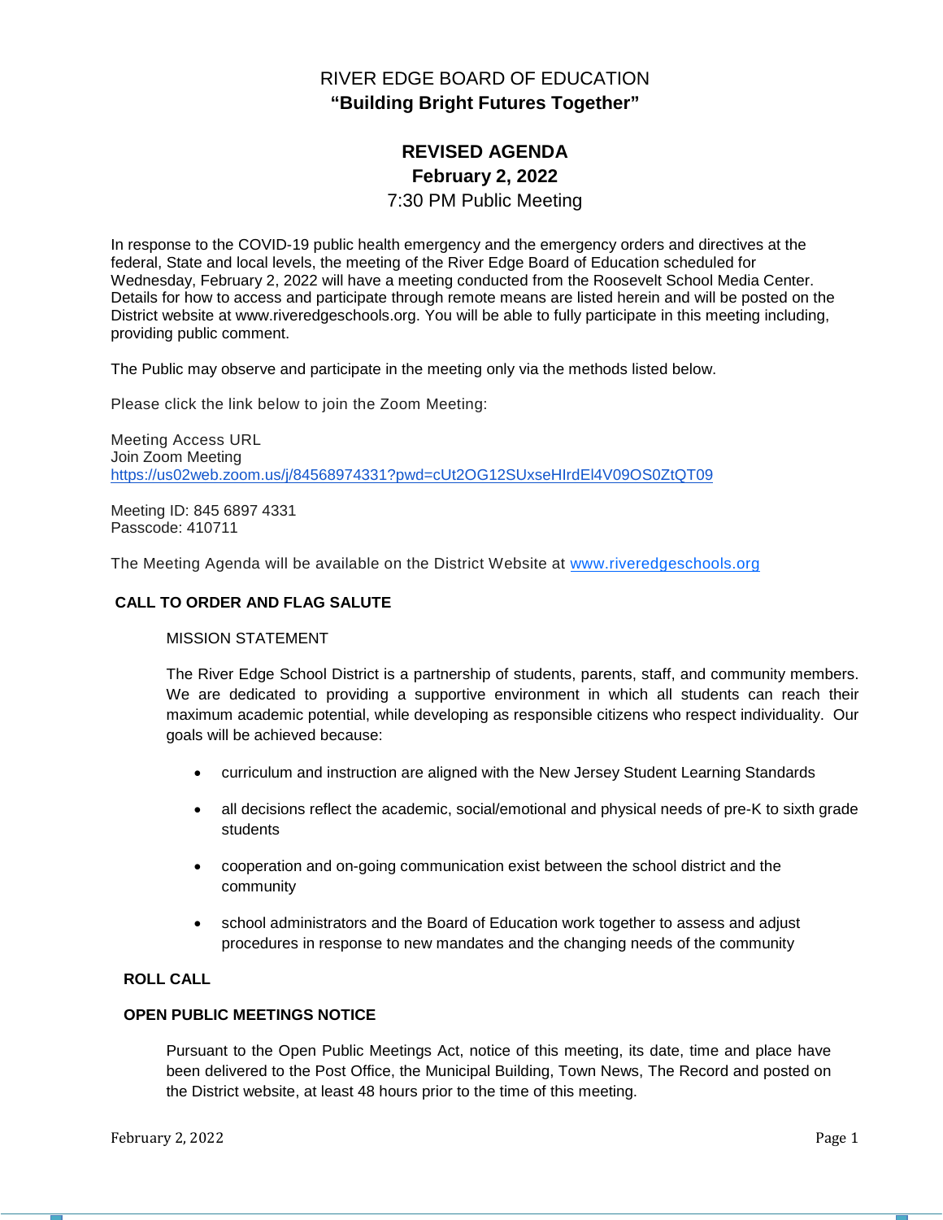# RIVER EDGE BOARD OF EDUCATION

**"Building Bright Futures Together"**

## REVISED AGENDA

**February 2, 2022**

7:30 PM Public Meeting

In response to the COVID-19 public health emergency and the emergency orders and directives at the federal, State and local levels, the meeting of the River Edge Board of Education scheduled for Wednesday, February 2, 2022 will have a meeting conducted from the Roosevelt School Media Center. Details for how to access and participate through remote means are listed herein and will be posted on the District website at www.riveredgeschools.org. You will be able to fully participate in this meeting including, providing public comment.

The Public may observe and participate in the meeting only via the methods listed below.

Please click the link below to join the Zoom Meeting:

Meeting Access URL
Join Zoom Meeting
https://us02web.zoom.us/j/84568974331?pwd=cUt2OG12SUxseHIrdEl4V09OS0ZtQT09

Meeting ID: 845 6897 4331
Passcode: 410711

The Meeting Agenda will be available on the District Website at www.riveredgeschools.org

**CALL TO ORDER AND FLAG SALUTE**

MISSION STATEMENT

The River Edge School District is a partnership of students, parents, staff, and community members. We are dedicated to providing a supportive environment in which all students can reach their maximum academic potential, while developing as responsible citizens who respect individuality. Our goals will be achieved because:

- curriculum and instruction are aligned with the New Jersey Student Learning Standards
- all decisions reflect the academic, social/emotional and physical needs of pre-K to sixth grade students
- cooperation and on-going communication exist between the school district and the community
- school administrators and the Board of Education work together to assess and adjust procedures in response to new mandates and the changing needs of the community

**ROLL CALL**

**OPEN PUBLIC MEETINGS NOTICE**

Pursuant to the Open Public Meetings Act, notice of this meeting, its date, time and place have been delivered to the Post Office, the Municipal Building, Town News, The Record and posted on the District website, at least 48 hours prior to the time of this meeting.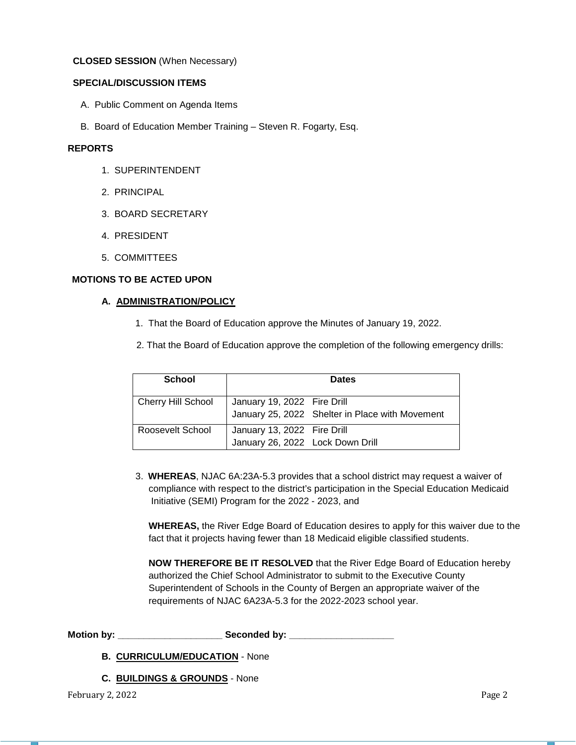**CLOSED SESSION** (When Necessary)

**SPECIAL/DISCUSSION ITEMS**

A. Public Comment on Agenda Items

B. Board of Education Member Training – Steven R. Fogarty, Esq.

**REPORTS**

1. SUPERINTENDENT
2. PRINCIPAL
3. BOARD SECRETARY
4. PRESIDENT
5. COMMITTEES

**MOTIONS TO BE ACTED UPON**

**A. ADMINISTRATION/POLICY**

1. That the Board of Education approve the Minutes of January 19, 2022.

2. That the Board of Education approve the completion of the following emergency drills:

| School | Dates |
|---|---|
| Cherry Hill School | January 19, 2022 Fire Drill<br>January 25, 2022 Shelter in Place with Movement |
| Roosevelt School | January 13, 2022 Fire Drill<br>January 26, 2022 Lock Down Drill |

3. **WHEREAS**, NJAC 6A:23A-5.3 provides that a school district may request a waiver of compliance with respect to the district's participation in the Special Education Medicaid Initiative (SEMI) Program for the 2022 - 2023, and

   **WHEREAS,** the River Edge Board of Education desires to apply for this waiver due to the fact that it projects having fewer than 18 Medicaid eligible classified students.

   **NOW THEREFORE BE IT RESOLVED** that the River Edge Board of Education hereby authorized the Chief School Administrator to submit to the Executive County Superintendent of Schools in the County of Bergen an appropriate waiver of the requirements of NJAC 6A23A-5.3 for the 2022-2023 school year.

**Motion by: ____________________ Seconded by: ____________________**

**B. CURRICULUM/EDUCATION** - None

**C. BUILDINGS & GROUNDS** - None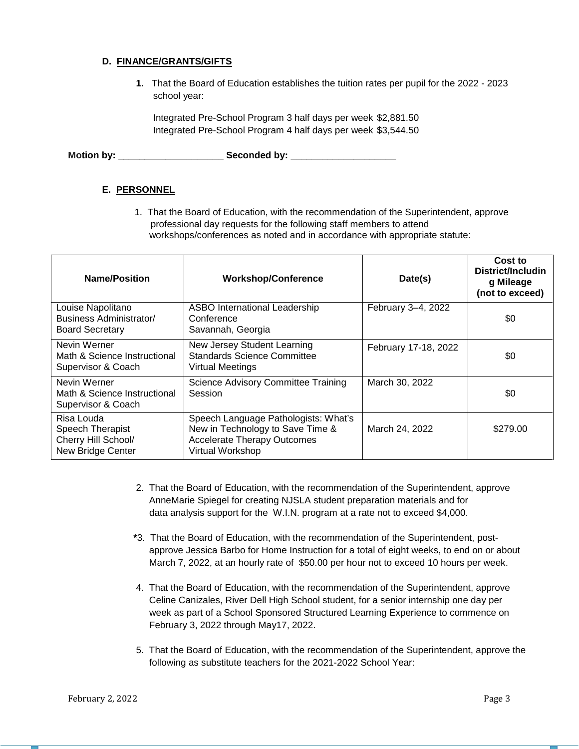### D. FINANCE/GRANTS/GIFTS

**1.** That the Board of Education establishes the tuition rates per pupil for the 2022 - 2023 school year:

Integrated Pre-School Program 3 half days per week $2,881.50
Integrated Pre-School Program 4 half days per week $3,544.50

**Motion by: ____________________ Seconded by: ____________________**

### E. PERSONNEL

1. That the Board of Education, with the recommendation of the Superintendent, approve professional day requests for the following staff members to attend workshops/conferences as noted and in accordance with appropriate statute:

| Name/Position | Workshop/Conference | Date(s) | Cost to District/Including Mileage (not to exceed) |
|---|---|---|---|
| Louise Napolitano<br>Business Administrator/<br>Board Secretary | ASBO International Leadership Conference<br>Savannah, Georgia | February 3–4, 2022 | $0 |
| Nevin Werner<br>Math & Science Instructional Supervisor & Coach | New Jersey Student Learning Standards Science Committee<br>Virtual Meetings | February 17-18, 2022 | $0 |
| Nevin Werner<br>Math & Science Instructional Supervisor & Coach | Science Advisory Committee Training Session | March 30, 2022 | $0 |
| Risa Louda<br>Speech Therapist<br>Cherry Hill School/<br>New Bridge Center | Speech Language Pathologists: What's New in Technology to Save Time & Accelerate Therapy Outcomes<br>Virtual Workshop | March 24, 2022 | $279.00 |

2. That the Board of Education, with the recommendation of the Superintendent, approve AnneMarie Spiegel for creating NJSLA student preparation materials and for data analysis support for the W.I.N. program at a rate not to exceed $4,000.

**\***3. That the Board of Education, with the recommendation of the Superintendent, post-approve Jessica Barbo for Home Instruction for a total of eight weeks, to end on or about March 7, 2022, at an hourly rate of $50.00 per hour not to exceed 10 hours per week.

4. That the Board of Education, with the recommendation of the Superintendent, approve Celine Canizales, River Dell High School student, for a senior internship one day per week as part of a School Sponsored Structured Learning Experience to commence on February 3, 2022 through May17, 2022.

5. That the Board of Education, with the recommendation of the Superintendent, approve the following as substitute teachers for the 2021-2022 School Year: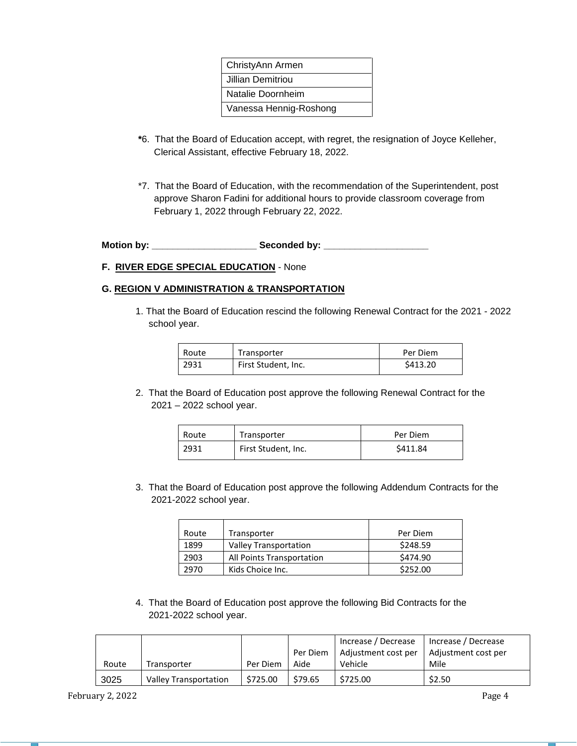| ChristyAnn Armen |
|---|
| Jillian Demitriou |
| Natalie Doornheim |
| Vanessa Hennig-Roshong |

*6. That the Board of Education accept, with regret, the resignation of Joyce Kelleher, Clerical Assistant, effective February 18, 2022.

*7. That the Board of Education, with the recommendation of the Superintendent, post approve Sharon Fadini for additional hours to provide classroom coverage from February 1, 2022 through February 22, 2022.

**Motion by: ____________________ Seconded by: ____________________**

**F. RIVER EDGE SPECIAL EDUCATION** - None

**G. REGION V ADMINISTRATION & TRANSPORTATION**

1. That the Board of Education rescind the following Renewal Contract for the 2021 - 2022 school year.

| Route | Transporter | Per Diem |
|---|---|---|
| 2931 | First Student, Inc. | $413.20 |

2. That the Board of Education post approve the following Renewal Contract for the 2021 – 2022 school year.

| Route | Transporter | Per Diem |
|---|---|---|
| 2931 | First Student, Inc. | $411.84 |

3. That the Board of Education post approve the following Addendum Contracts for the 2021-2022 school year.

| Route | Transporter | Per Diem |
|---|---|---|
| 1899 | Valley Transportation | $248.59 |
| 2903 | All Points Transportation | $474.90 |
| 2970 | Kids Choice Inc. | $252.00 |

4. That the Board of Education post approve the following Bid Contracts for the 2021-2022 school year.

| Route | Transporter | Per Diem | Per Diem Aide | Increase / Decrease Adjustment cost per Vehicle | Increase / Decrease Adjustment cost per Mile |
|---|---|---|---|---|---|
| 3025 | Valley Transportation | $725.00 | $79.65 | $725.00 | $2.50 |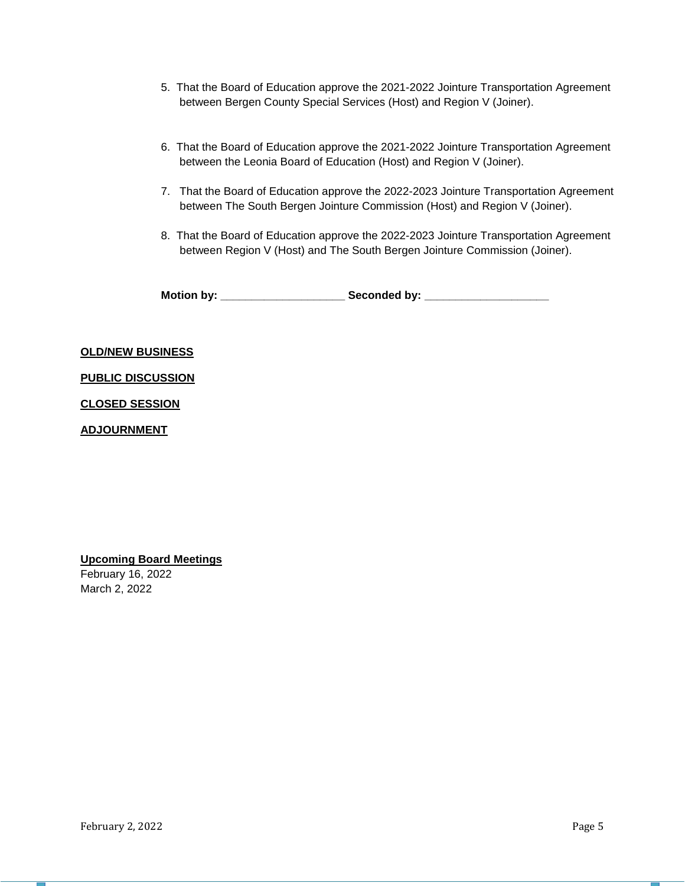5. That the Board of Education approve the 2021-2022 Jointure Transportation Agreement between Bergen County Special Services (Host) and Region V (Joiner).

6. That the Board of Education approve the 2021-2022 Jointure Transportation Agreement between the Leonia Board of Education (Host) and Region V (Joiner).

7. That the Board of Education approve the 2022-2023 Jointure Transportation Agreement between The South Bergen Jointure Commission (Host) and Region V (Joiner).

8. That the Board of Education approve the 2022-2023 Jointure Transportation Agreement between Region V (Host) and The South Bergen Jointure Commission (Joiner).

**Motion by: ____________________ Seconded by: ____________________**

**OLD/NEW BUSINESS**

**PUBLIC DISCUSSION**

**CLOSED SESSION**

**ADJOURNMENT**

**Upcoming Board Meetings**

February 16, 2022
March 2, 2022